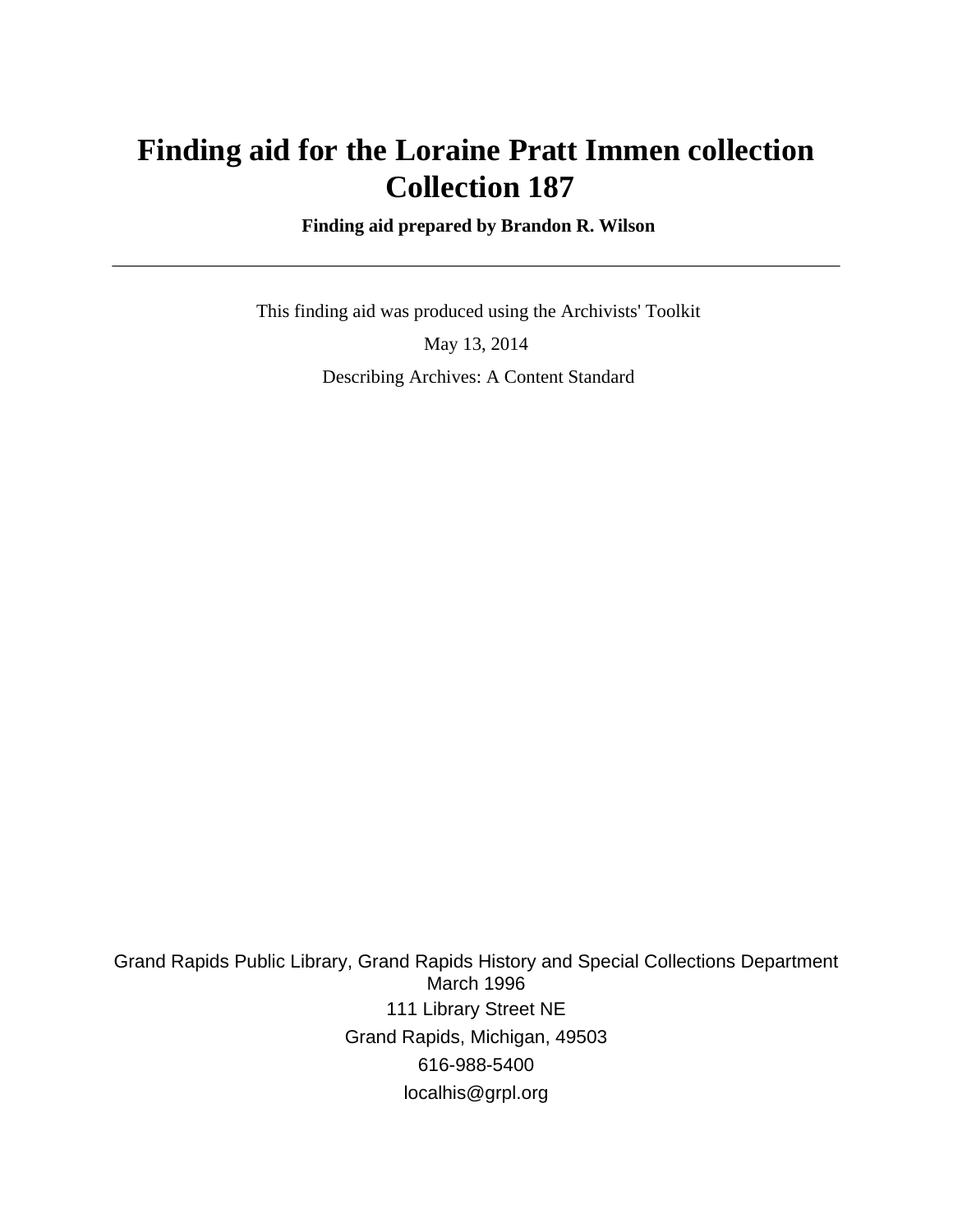# Finding aid for the Loraine Pratt Immen collection
# Collection 187

**Finding aid prepared by Brandon R. Wilson**

---

This finding aid was produced using the Archivists' Toolkit

May 13, 2014

Describing Archives: A Content Standard

Grand Rapids Public Library, Grand Rapids History and Special Collections Department
March 1996

111 Library Street NE

Grand Rapids, Michigan, 49503

616-988-5400

localhis@grpl.org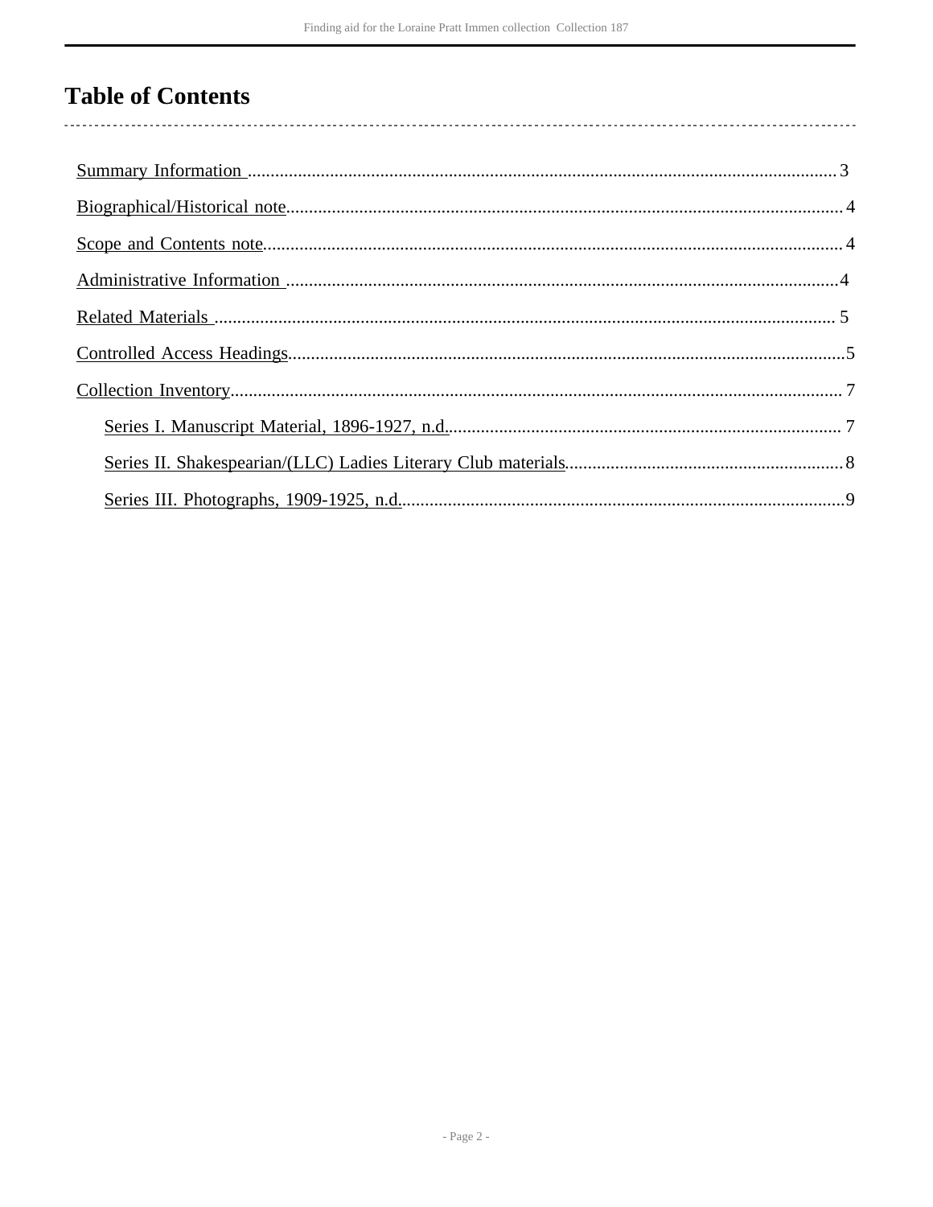# Table of Contents

- Summary Information ..... 3
- Biographical/Historical note ..... 4
- Scope and Contents note ..... 4
- Administrative Information ..... 4
- Related Materials ..... 5
- Controlled Access Headings ..... 5
- Collection Inventory ..... 7
  - Series I. Manuscript Material, 1896-1927, n.d. ..... 7
  - Series II. Shakespearian/(LLC) Ladies Literary Club materials ..... 8
  - Series III. Photographs, 1909-1925, n.d. ..... 9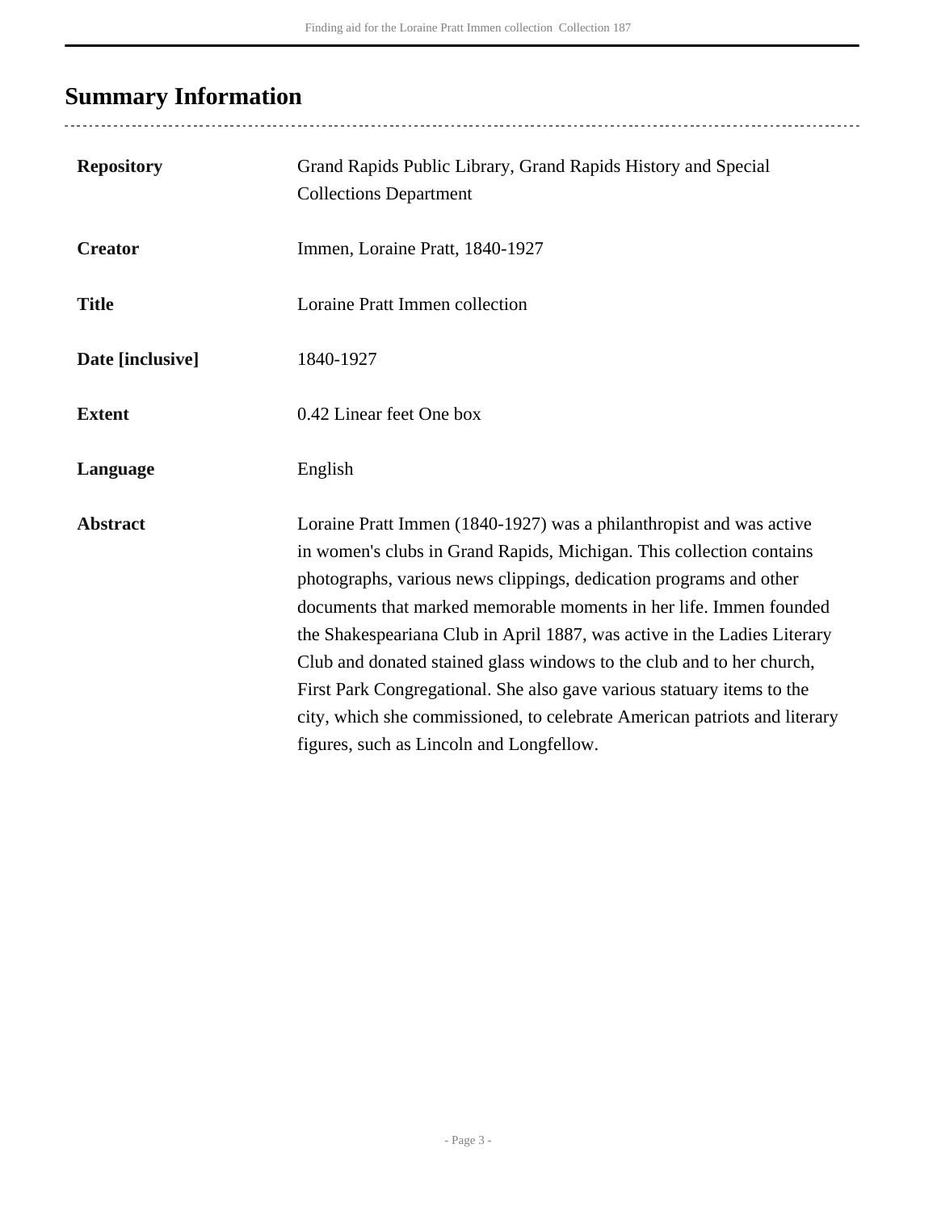## Summary Information

| | |
|---|---|
| **Repository** | Grand Rapids Public Library, Grand Rapids History and Special Collections Department |
| **Creator** | Immen, Loraine Pratt, 1840-1927 |
| **Title** | Loraine Pratt Immen collection |
| **Date [inclusive]** | 1840-1927 |
| **Extent** | 0.42 Linear feet One box |
| **Language** | English |
| **Abstract** | Loraine Pratt Immen (1840-1927) was a philanthropist and was active in women's clubs in Grand Rapids, Michigan. This collection contains photographs, various news clippings, dedication programs and other documents that marked memorable moments in her life. Immen founded the Shakespeariana Club in April 1887, was active in the Ladies Literary Club and donated stained glass windows to the club and to her church, First Park Congregational. She also gave various statuary items to the city, which she commissioned, to celebrate American patriots and literary figures, such as Lincoln and Longfellow. |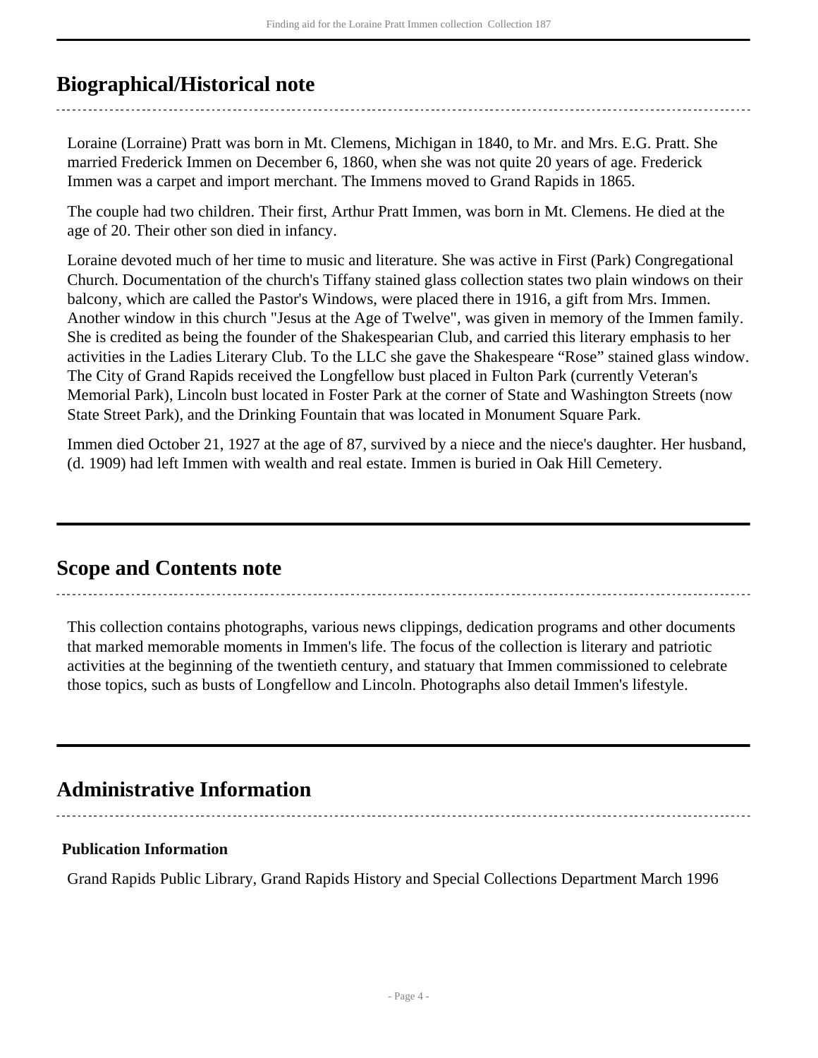## Biographical/Historical note

Loraine (Lorraine) Pratt was born in Mt. Clemens, Michigan in 1840, to Mr. and Mrs. E.G. Pratt. She married Frederick Immen on December 6, 1860, when she was not quite 20 years of age. Frederick Immen was a carpet and import merchant. The Immens moved to Grand Rapids in 1865.

The couple had two children. Their first, Arthur Pratt Immen, was born in Mt. Clemens. He died at the age of 20. Their other son died in infancy.

Loraine devoted much of her time to music and literature. She was active in First (Park) Congregational Church. Documentation of the church's Tiffany stained glass collection states two plain windows on their balcony, which are called the Pastor's Windows, were placed there in 1916, a gift from Mrs. Immen. Another window in this church "Jesus at the Age of Twelve", was given in memory of the Immen family. She is credited as being the founder of the Shakespearian Club, and carried this literary emphasis to her activities in the Ladies Literary Club. To the LLC she gave the Shakespeare "Rose" stained glass window. The City of Grand Rapids received the Longfellow bust placed in Fulton Park (currently Veteran's Memorial Park), Lincoln bust located in Foster Park at the corner of State and Washington Streets (now State Street Park), and the Drinking Fountain that was located in Monument Square Park.

Immen died October 21, 1927 at the age of 87, survived by a niece and the niece's daughter. Her husband, (d. 1909) had left Immen with wealth and real estate. Immen is buried in Oak Hill Cemetery.

## Scope and Contents note

This collection contains photographs, various news clippings, dedication programs and other documents that marked memorable moments in Immen's life. The focus of the collection is literary and patriotic activities at the beginning of the twentieth century, and statuary that Immen commissioned to celebrate those topics, such as busts of Longfellow and Lincoln. Photographs also detail Immen's lifestyle.

## Administrative Information

### Publication Information

Grand Rapids Public Library, Grand Rapids History and Special Collections Department March 1996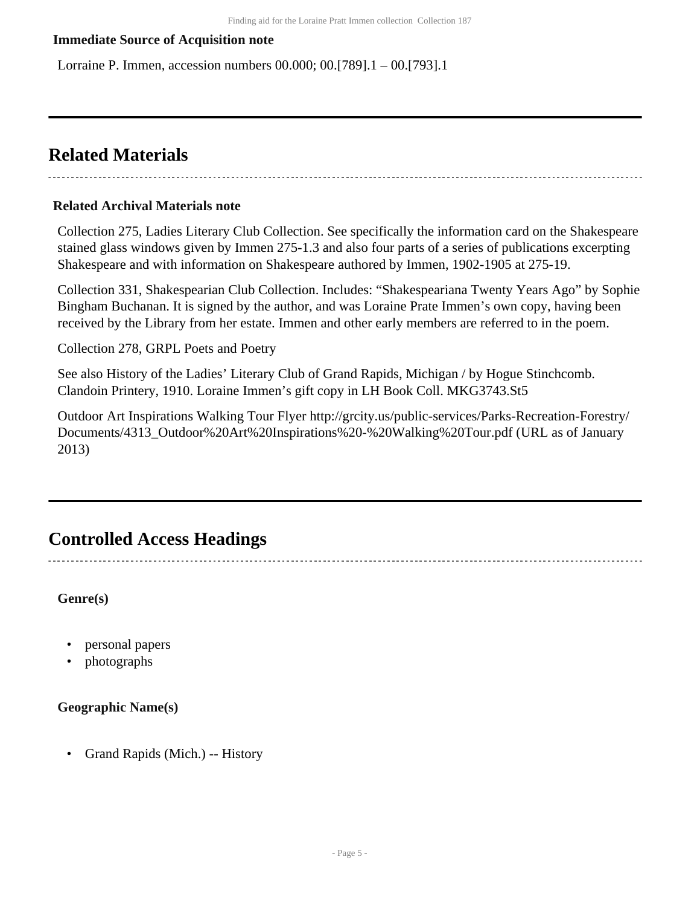**Immediate Source of Acquisition note**

Lorraine P. Immen, accession numbers 00.000; 00.[789].1 – 00.[793].1

## Related Materials

**Related Archival Materials note**

Collection 275, Ladies Literary Club Collection. See specifically the information card on the Shakespeare stained glass windows given by Immen 275-1.3 and also four parts of a series of publications excerpting Shakespeare and with information on Shakespeare authored by Immen, 1902-1905 at 275-19.

Collection 331, Shakespearian Club Collection. Includes: "Shakespeariana Twenty Years Ago" by Sophie Bingham Buchanan. It is signed by the author, and was Loraine Prate Immen's own copy, having been received by the Library from her estate. Immen and other early members are referred to in the poem.

Collection 278, GRPL Poets and Poetry

See also History of the Ladies' Literary Club of Grand Rapids, Michigan / by Hogue Stinchcomb. Clandoin Printery, 1910. Loraine Immen's gift copy in LH Book Coll. MKG3743.St5

Outdoor Art Inspirations Walking Tour Flyer http://grcity.us/public-services/Parks-Recreation-Forestry/Documents/4313_Outdoor%20Art%20Inspirations%20-%20Walking%20Tour.pdf (URL as of January 2013)

## Controlled Access Headings

**Genre(s)**

- personal papers
- photographs

**Geographic Name(s)**

- Grand Rapids (Mich.) -- History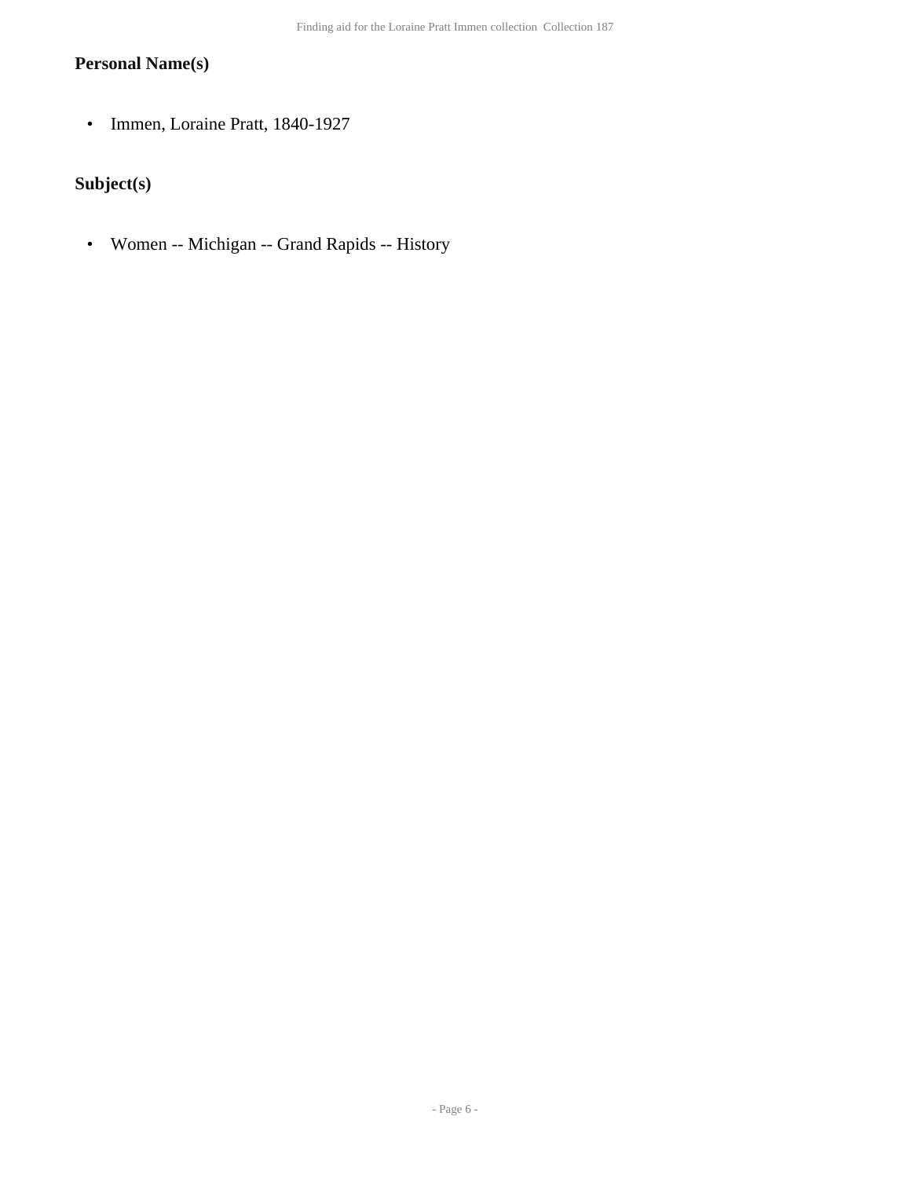### Personal Name(s)

- Immen, Loraine Pratt, 1840-1927

### Subject(s)

- Women -- Michigan -- Grand Rapids -- History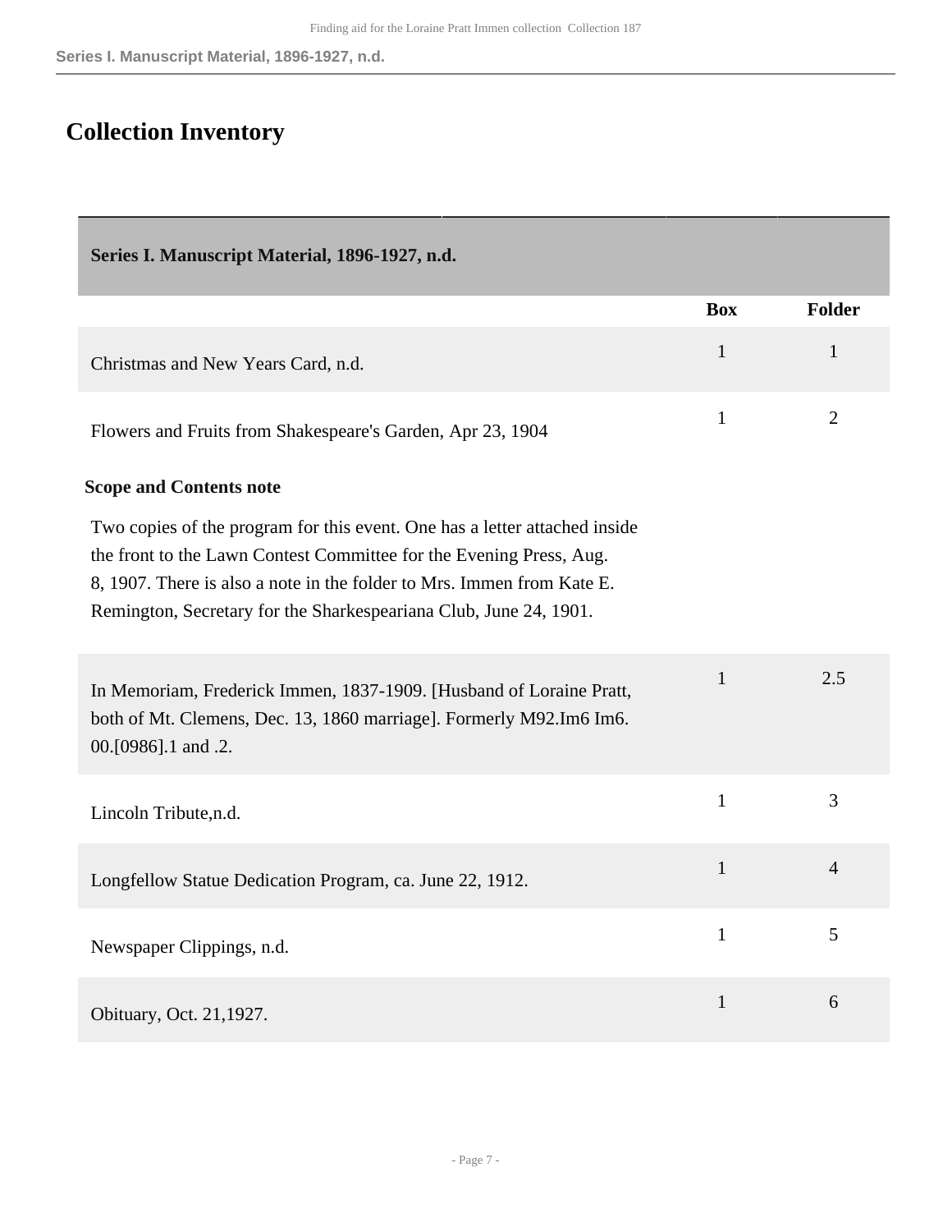# Collection Inventory

| Series I. Manuscript Material, 1896-1927, n.d. | | |
| --- | --- | --- |
| | **Box** | **Folder** |
| Christmas and New Years Card, n.d. | 1 | 1 |
| Flowers and Fruits from Shakespeare's Garden, Apr 23, 1904<br><br>**Scope and Contents note**<br><br>Two copies of the program for this event. One has a letter attached inside the front to the Lawn Contest Committee for the Evening Press, Aug. 8, 1907. There is also a note in the folder to Mrs. Immen from Kate E. Remington, Secretary for the Sharkespeariana Club, June 24, 1901. | 1 | 2 |
| In Memoriam, Frederick Immen, 1837-1909. [Husband of Loraine Pratt, both of Mt. Clemens, Dec. 13, 1860 marriage]. Formerly M92.Im6 Im6. 00.[0986].1 and .2. | 1 | 2.5 |
| Lincoln Tribute,n.d. | 1 | 3 |
| Longfellow Statue Dedication Program, ca. June 22, 1912. | 1 | 4 |
| Newspaper Clippings, n.d. | 1 | 5 |
| Obituary, Oct. 21,1927. | 1 | 6 |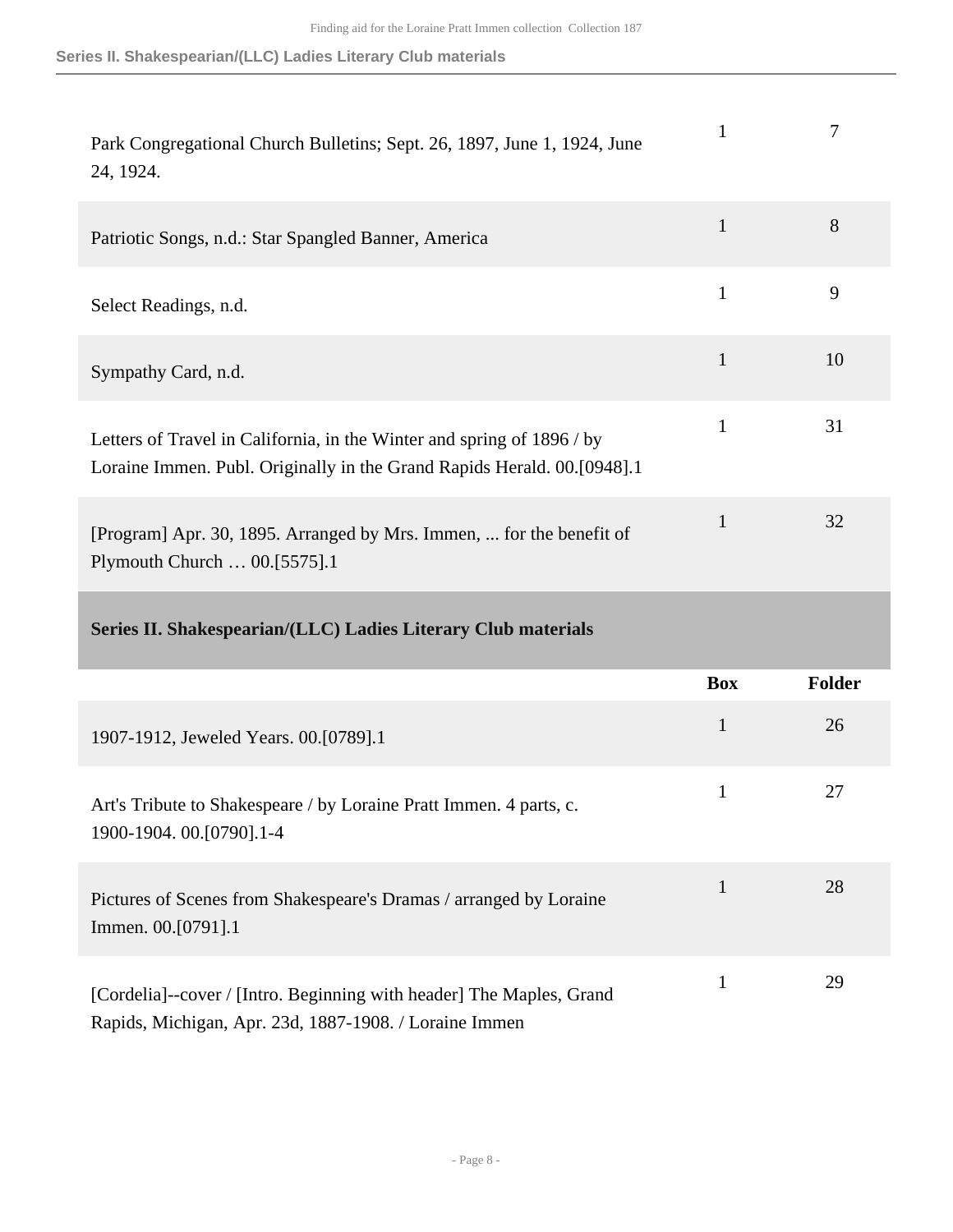| | Box | Folder |
|---|---|---|
| Park Congregational Church Bulletins; Sept. 26, 1897, June 1, 1924, June 24, 1924. | 1 | 7 |
| Patriotic Songs, n.d.: Star Spangled Banner, America | 1 | 8 |
| Select Readings, n.d. | 1 | 9 |
| Sympathy Card, n.d. | 1 | 10 |
| Letters of Travel in California, in the Winter and spring of 1896 / by Loraine Immen. Publ. Originally in the Grand Rapids Herald. 00.[0948].1 | 1 | 31 |
| [Program] Apr. 30, 1895. Arranged by Mrs. Immen, ... for the benefit of Plymouth Church … 00.[5575].1 | 1 | 32 |

## Series II. Shakespearian/(LLC) Ladies Literary Club materials

| | Box | Folder |
|---|---|---|
| 1907-1912, Jeweled Years. 00.[0789].1 | 1 | 26 |
| Art's Tribute to Shakespeare / by Loraine Pratt Immen. 4 parts, c. 1900-1904. 00.[0790].1-4 | 1 | 27 |
| Pictures of Scenes from Shakespeare's Dramas / arranged by Loraine Immen. 00.[0791].1 | 1 | 28 |
| [Cordelia]--cover / [Intro. Beginning with header] The Maples, Grand Rapids, Michigan, Apr. 23d, 1887-1908. / Loraine Immen | 1 | 29 |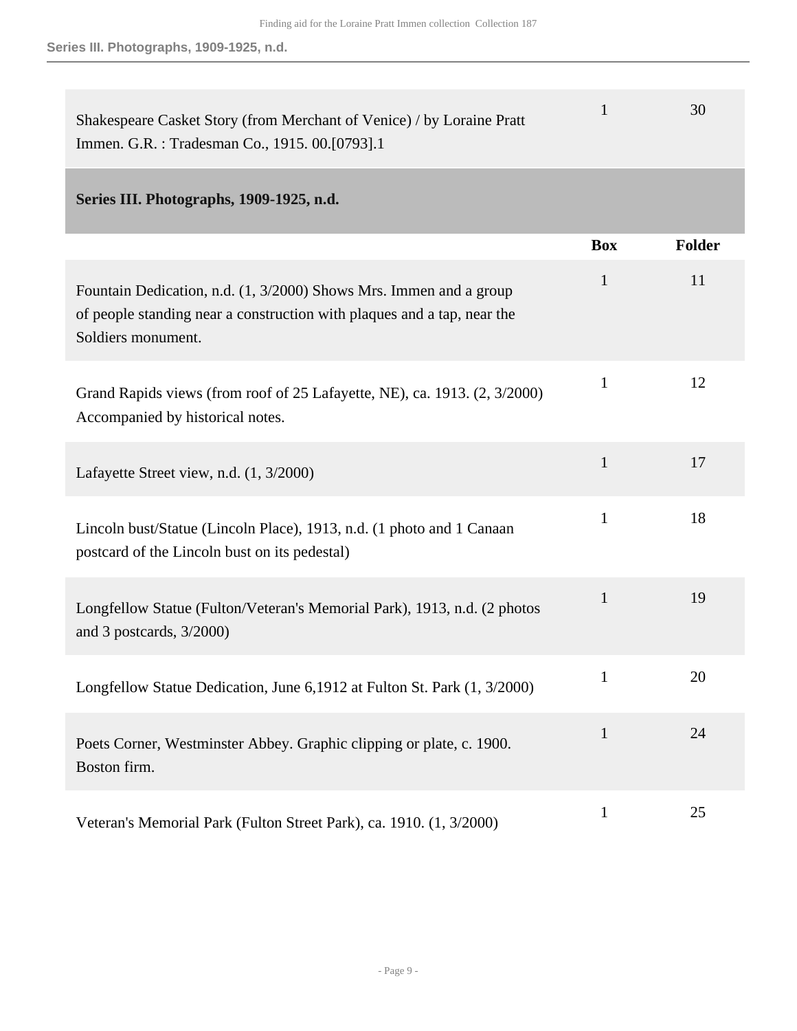| | Box | Folder |
|---|---|---|
| Shakespeare Casket Story (from Merchant of Venice) / by Loraine Pratt Immen. G.R. : Tradesman Co., 1915. 00.[0793].1 | 1 | 30 |

## Series III. Photographs, 1909-1925, n.d.

| | Box | Folder |
|---|---|---|
| Fountain Dedication, n.d. (1, 3/2000) Shows Mrs. Immen and a group of people standing near a construction with plaques and a tap, near the Soldiers monument. | 1 | 11 |
| Grand Rapids views (from roof of 25 Lafayette, NE), ca. 1913. (2, 3/2000) Accompanied by historical notes. | 1 | 12 |
| Lafayette Street view, n.d. (1, 3/2000) | 1 | 17 |
| Lincoln bust/Statue (Lincoln Place), 1913, n.d. (1 photo and 1 Canaan postcard of the Lincoln bust on its pedestal) | 1 | 18 |
| Longfellow Statue (Fulton/Veteran's Memorial Park), 1913, n.d. (2 photos and 3 postcards, 3/2000) | 1 | 19 |
| Longfellow Statue Dedication, June 6,1912 at Fulton St. Park (1, 3/2000) | 1 | 20 |
| Poets Corner, Westminster Abbey. Graphic clipping or plate, c. 1900. Boston firm. | 1 | 24 |
| Veteran's Memorial Park (Fulton Street Park), ca. 1910. (1, 3/2000) | 1 | 25 |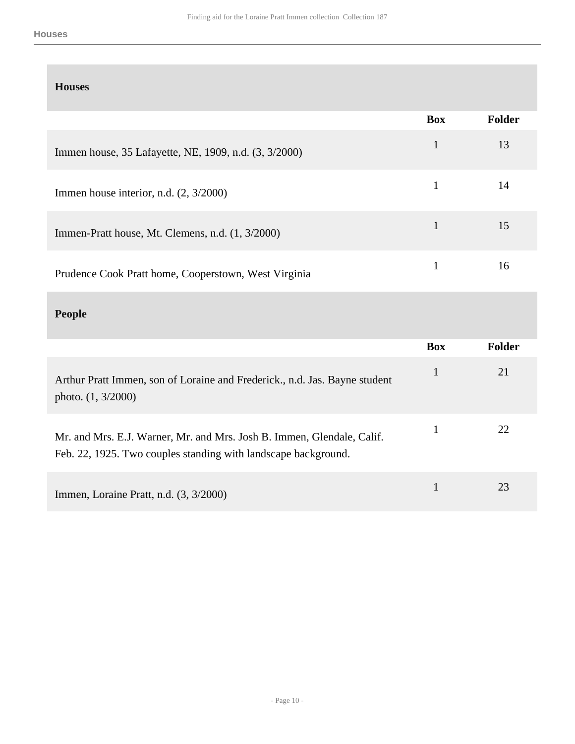## Houses

| | Box | Folder |
|---|---|---|
| Immen house, 35 Lafayette, NE, 1909, n.d. (3, 3/2000) | 1 | 13 |
| Immen house interior, n.d. (2, 3/2000) | 1 | 14 |
| Immen-Pratt house, Mt. Clemens, n.d. (1, 3/2000) | 1 | 15 |
| Prudence Cook Pratt home, Cooperstown, West Virginia | 1 | 16 |

## People

| | Box | Folder |
|---|---|---|
| Arthur Pratt Immen, son of Loraine and Frederick., n.d. Jas. Bayne student photo. (1, 3/2000) | 1 | 21 |
| Mr. and Mrs. E.J. Warner, Mr. and Mrs. Josh B. Immen, Glendale, Calif. Feb. 22, 1925. Two couples standing with landscape background. | 1 | 22 |
| Immen, Loraine Pratt, n.d. (3, 3/2000) | 1 | 23 |